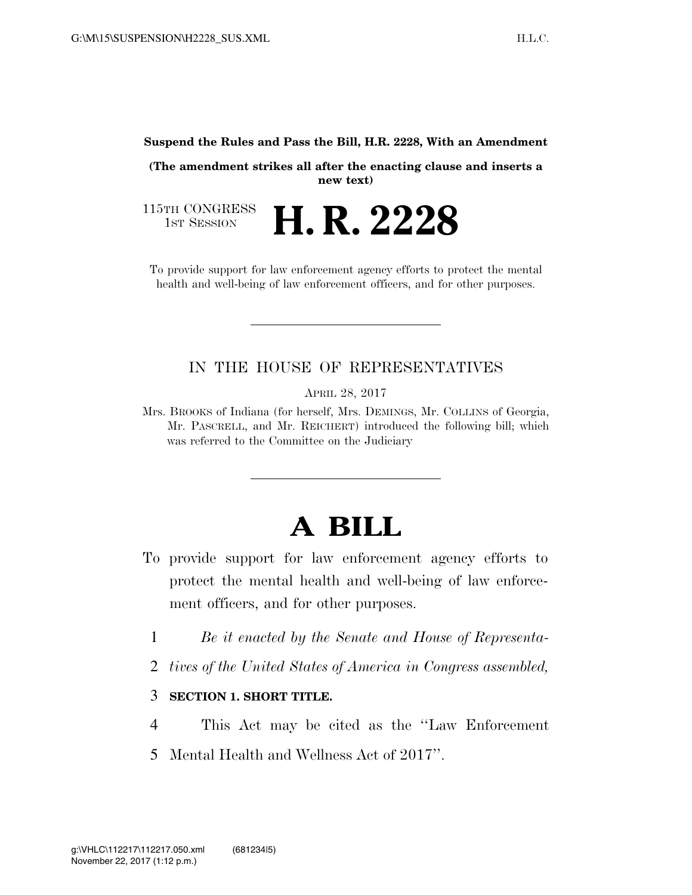**Suspend the Rules and Pass the Bill, H.R. 2228, With an Amendment**

**(The amendment strikes all after the enacting clause and inserts a new text)**

115TH CONGRESS
1ST SESSION

# H. R. 2228

To provide support for law enforcement agency efforts to protect the mental health and well-being of law enforcement officers, and for other purposes.

---

## IN THE HOUSE OF REPRESENTATIVES

APRIL 28, 2017

Mrs. BROOKS of Indiana (for herself, Mrs. DEMINGS, Mr. COLLINS of Georgia, Mr. PASCRELL, and Mr. REICHERT) introduced the following bill; which was referred to the Committee on the Judiciary

---

# A BILL

To provide support for law enforcement agency efforts to protect the mental health and well-being of law enforcement officers, and for other purposes.

1 *Be it enacted by the Senate and House of Representa-*
2 *tives of the United States of America in Congress assembled,*

3 **SECTION 1. SHORT TITLE.**

4 This Act may be cited as the ''Law Enforcement
5 Mental Health and Wellness Act of 2017''.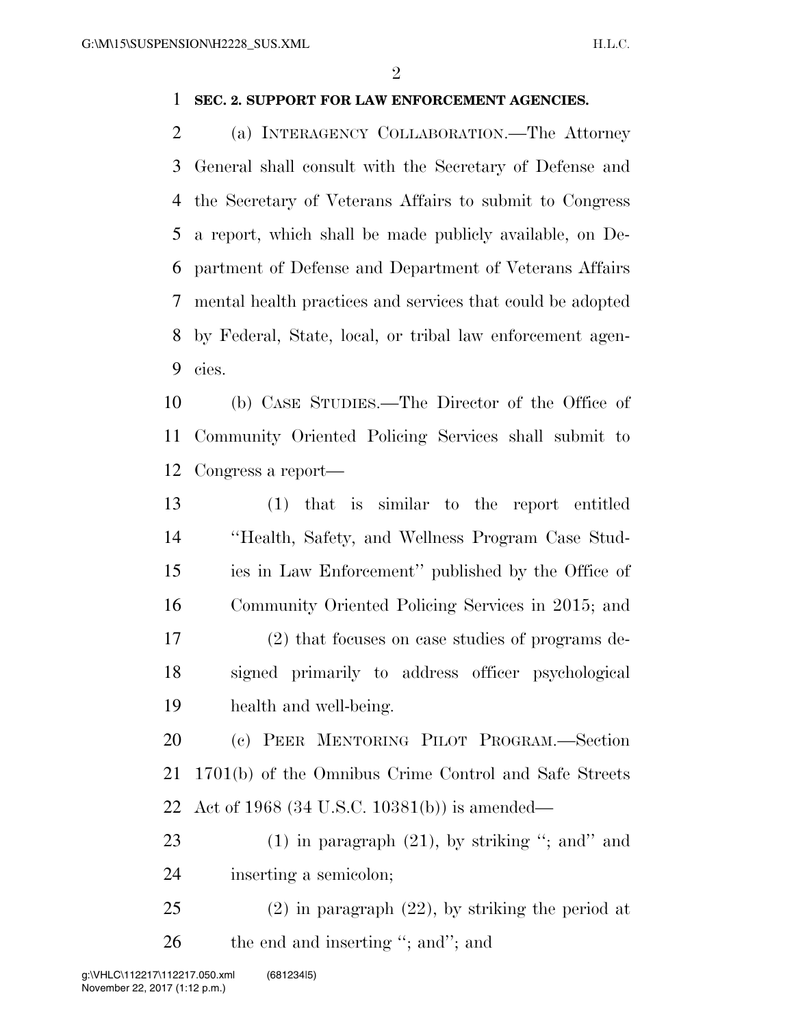**SEC. 2. SUPPORT FOR LAW ENFORCEMENT AGENCIES.**

(a) INTERAGENCY COLLABORATION.—The Attorney General shall consult with the Secretary of Defense and the Secretary of Veterans Affairs to submit to Congress a report, which shall be made publicly available, on Department of Defense and Department of Veterans Affairs mental health practices and services that could be adopted by Federal, State, local, or tribal law enforcement agencies.

(b) CASE STUDIES.—The Director of the Office of Community Oriented Policing Services shall submit to Congress a report—

(1) that is similar to the report entitled ''Health, Safety, and Wellness Program Case Studies in Law Enforcement'' published by the Office of Community Oriented Policing Services in 2015; and

(2) that focuses on case studies of programs designed primarily to address officer psychological health and well-being.

(c) PEER MENTORING PILOT PROGRAM.—Section 1701(b) of the Omnibus Crime Control and Safe Streets Act of 1968 (34 U.S.C. 10381(b)) is amended—

(1) in paragraph (21), by striking ''; and'' and inserting a semicolon;

(2) in paragraph (22), by striking the period at the end and inserting ''; and''; and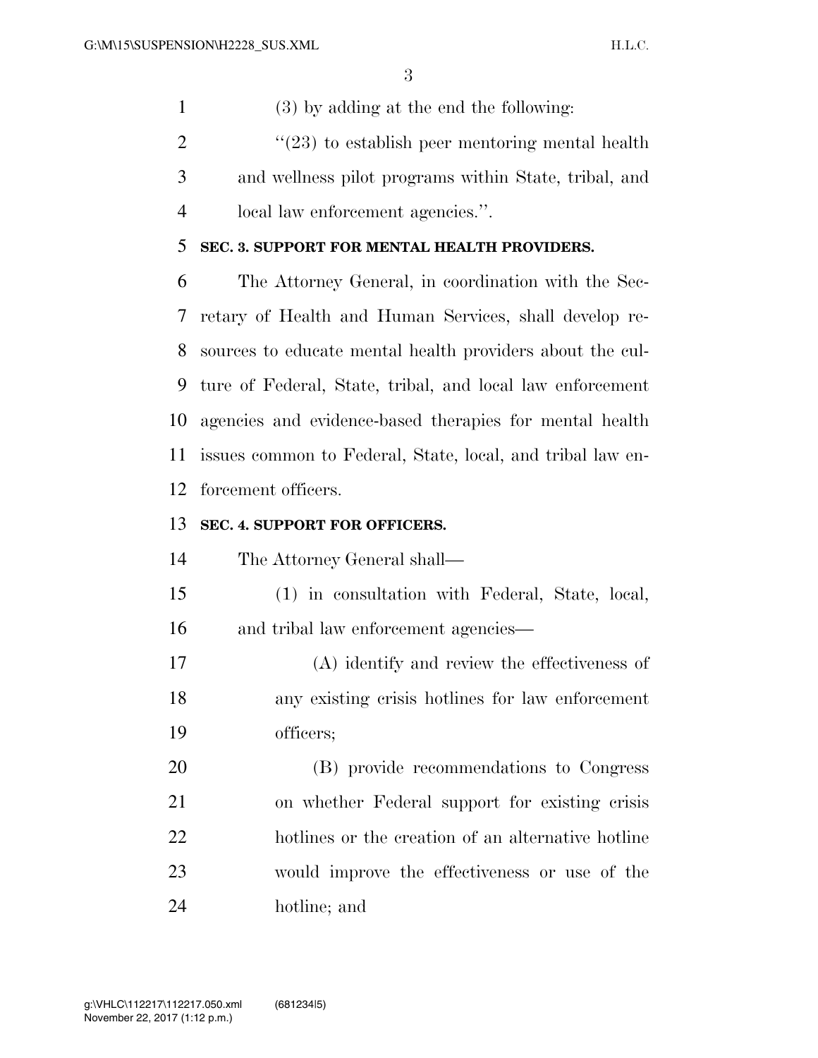(3) by adding at the end the following:

"(23) to establish peer mentoring mental health and wellness pilot programs within State, tribal, and local law enforcement agencies.".

**SEC. 3. SUPPORT FOR MENTAL HEALTH PROVIDERS.**

The Attorney General, in coordination with the Secretary of Health and Human Services, shall develop resources to educate mental health providers about the culture of Federal, State, tribal, and local law enforcement agencies and evidence-based therapies for mental health issues common to Federal, State, local, and tribal law enforcement officers.

**SEC. 4. SUPPORT FOR OFFICERS.**

The Attorney General shall—

(1) in consultation with Federal, State, local, and tribal law enforcement agencies—

(A) identify and review the effectiveness of any existing crisis hotlines for law enforcement officers;

(B) provide recommendations to Congress on whether Federal support for existing crisis hotlines or the creation of an alternative hotline would improve the effectiveness or use of the hotline; and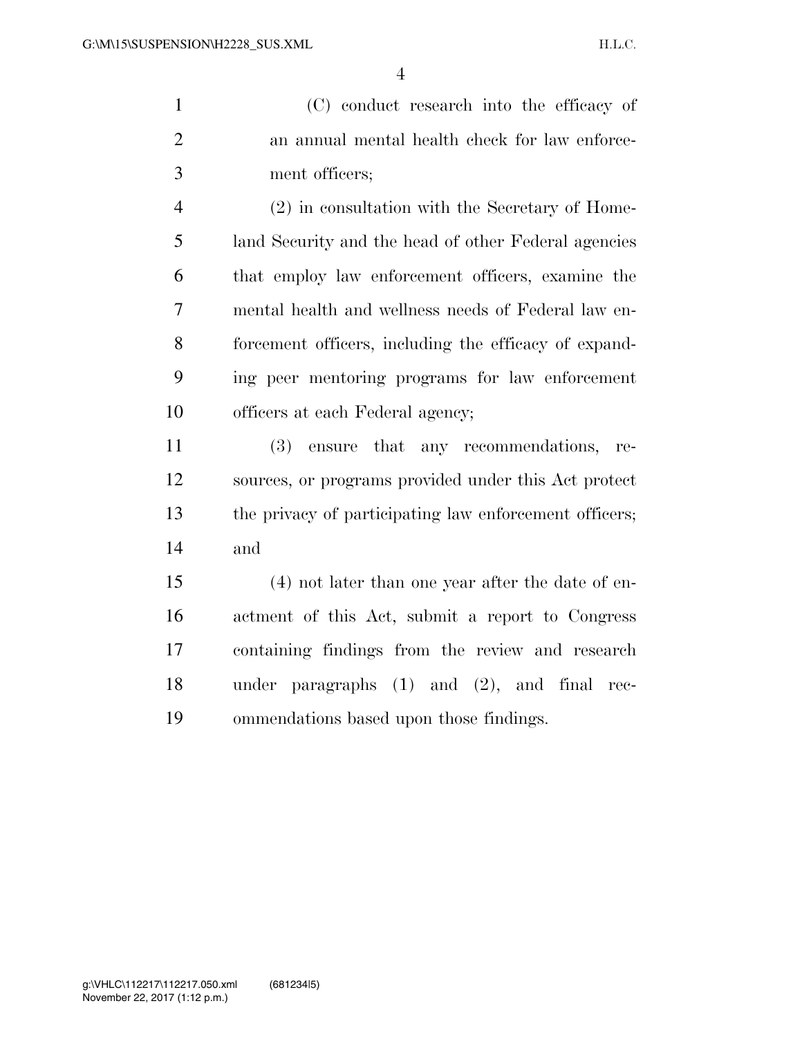(C) conduct research into the efficacy of an annual mental health check for law enforcement officers;

(2) in consultation with the Secretary of Homeland Security and the head of other Federal agencies that employ law enforcement officers, examine the mental health and wellness needs of Federal law enforcement officers, including the efficacy of expanding peer mentoring programs for law enforcement officers at each Federal agency;

(3) ensure that any recommendations, resources, or programs provided under this Act protect the privacy of participating law enforcement officers; and

(4) not later than one year after the date of enactment of this Act, submit a report to Congress containing findings from the review and research under paragraphs (1) and (2), and final recommendations based upon those findings.